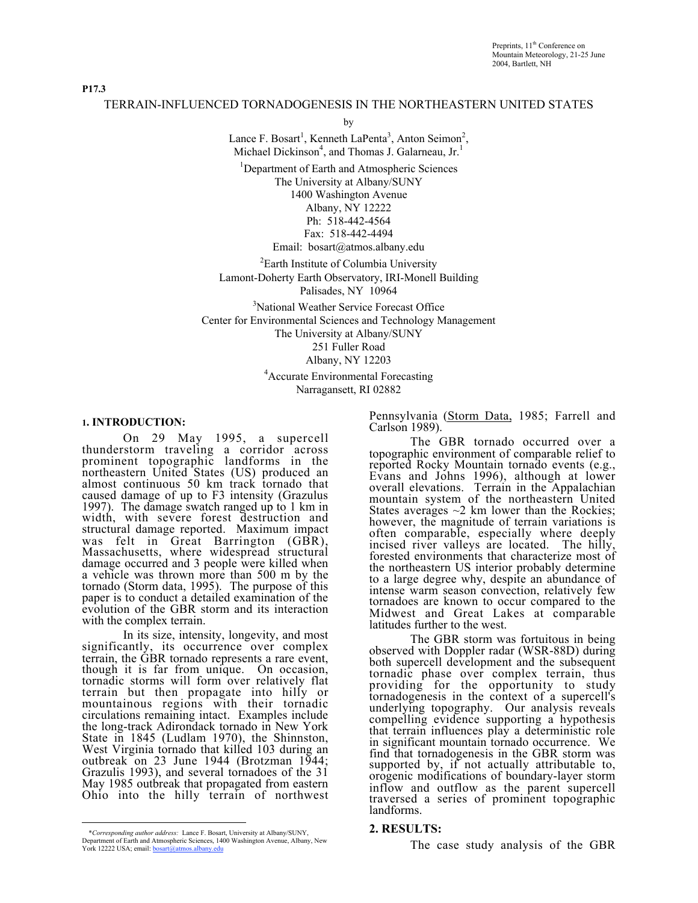Preprints, 11th Conference on Mountain Meteorology, 21-25 June 2004, Bartlett, NH

**P17.3**

# TERRAIN-INFLUENCED TORNADOGENESIS IN THE NORTHEASTERN UNITED STATES

by

Lance F. Bosart[1], Kenneth LaPenta[3], Anton Seimon[2], Michael Dickinson[4], and Thomas J. Galarneau, Jr.[1]

[1]Department of Earth and Atmospheric Sciences
The University at Albany/SUNY
1400 Washington Avenue
Albany, NY 12222
Ph: 518-442-4564
Fax: 518-442-4494
Email: bosart@atmos.albany.edu

[2]Earth Institute of Columbia University
Lamont-Doherty Earth Observatory, IRI-Monell Building
Palisades, NY 10964

[3]National Weather Service Forecast Office
Center for Environmental Sciences and Technology Management
The University at Albany/SUNY
251 Fuller Road
Albany, NY 12203

[4]Accurate Environmental Forecasting
Narragansett, RI 02882

## 1. INTRODUCTION:

On 29 May 1995, a supercell thunderstorm traveling a corridor across prominent topographic landforms in the northeastern United States (US) produced an almost continuous 50 km track tornado that caused damage of up to F3 intensity (Grazulus 1997). The damage swatch ranged up to 1 km in width, with severe forest destruction and structural damage reported. Maximum impact was felt in Great Barrington (GBR), Massachusetts, where widespread structural damage occurred and 3 people were killed when a vehicle was thrown more than 500 m by the tornado (Storm data, 1995). The purpose of this paper is to conduct a detailed examination of the evolution of the GBR storm and its interaction with the complex terrain.

In its size, intensity, longevity, and most significantly, its occurrence over complex terrain, the GBR tornado represents a rare event, though it is far from unique. On occasion, tornadic storms will form over relatively flat terrain but then propagate into hilly or mountainous regions with their tornadic circulations remaining intact. Examples include the long-track Adirondack tornado in New York State in 1845 (Ludlam 1970), the Shinnston, West Virginia tornado that killed 103 during an outbreak on 23 June 1944 (Brotzman 1944; Grazulis 1993), and several tornadoes of the 31 May 1985 outbreak that propagated from eastern Ohio into the hilly terrain of northwest Pennsylvania (Storm Data, 1985; Farrell and Carlson 1989).

The GBR tornado occurred over a topographic environment of comparable relief to reported Rocky Mountain tornado events (e.g., Evans and Johns 1996), although at lower overall elevations. Terrain in the Appalachian mountain system of the northeastern United States averages ~2 km lower than the Rockies; however, the magnitude of terrain variations is often comparable, especially where deeply incised river valleys are located. The hilly, forested environments that characterize most of the northeastern US interior probably determine to a large degree why, despite an abundance of intense warm season convection, relatively few tornadoes are known to occur compared to the Midwest and Great Lakes at comparable latitudes further to the west.

The GBR storm was fortuitous in being observed with Doppler radar (WSR-88D) during both supercell development and the subsequent tornadic phase over complex terrain, thus providing for the opportunity to study tornadogenesis in the context of a supercell's underlying topography. Our analysis reveals compelling evidence supporting a hypothesis that terrain influences play a deterministic role in significant mountain tornado occurrence. We find that tornadogenesis in the GBR storm was supported by, if not actually attributable to, orogenic modifications of boundary-layer storm inflow and outflow as the parent supercell traversed a series of prominent topographic landforms.

## 2. RESULTS:

The case study analysis of the GBR

---

*Corresponding author address:* Lance F. Bosart, University at Albany/SUNY, Department of Earth and Atmospheric Sciences, 1400 Washington Avenue, Albany, New York 12222 USA; email: bosart@atmos.albany.edu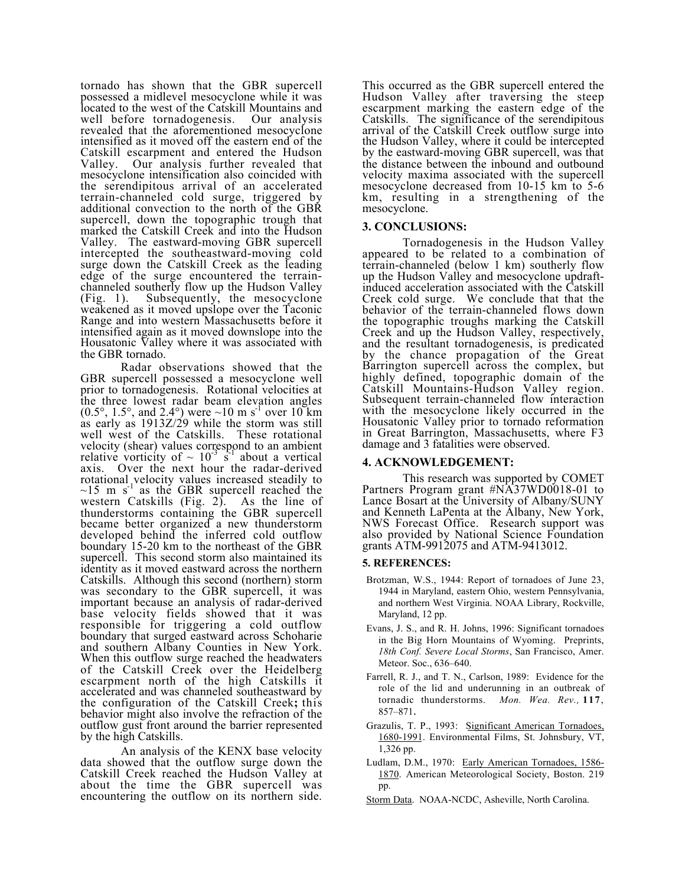tornado has shown that the GBR supercell possessed a midlevel mesocyclone while it was located to the west of the Catskill Mountains and well before tornadogenesis. Our analysis revealed that the aforementioned mesocyclone intensified as it moved off the eastern end of the Catskill escarpment and entered the Hudson Valley. Our analysis further revealed that mesocyclone intensification also coincided with the serendipitous arrival of an accelerated terrain-channeled cold surge, triggered by additional convection to the north of the GBR supercell, down the topographic trough that marked the Catskill Creek and into the Hudson Valley. The eastward-moving GBR supercell intercepted the southeastward-moving cold surge down the Catskill Creek as the leading edge of the surge encountered the terrain-channeled southerly flow up the Hudson Valley (Fig. 1). Subsequently, the mesocyclone weakened as it moved upslope over the Taconic Range and into western Massachusetts before it intensified again as it moved downslope into the Housatonic Valley where it was associated with the GBR tornado.

Radar observations showed that the GBR supercell possessed a mesocyclone well prior to tornadogenesis. Rotational velocities at the three lowest radar beam elevation angles (0.5°, 1.5°, and 2.4°) were ~10 m s$^{-1}$ over 10 km as early as 1913Z/29 while the storm was still well west of the Catskills. These rotational velocity (shear) values correspond to an ambient relative vorticity of ~ $10^{-3}$ s$^{-1}$ about a vertical axis. Over the next hour the radar-derived rotational velocity values increased steadily to ~15 m s$^{-1}$ as the GBR supercell reached the western Catskills (Fig. 2). As the line of thunderstorms containing the GBR supercell became better organized a new thunderstorm developed behind the inferred cold outflow boundary 15-20 km to the northeast of the GBR supercell. This second storm also maintained its identity as it moved eastward across the northern Catskills. Although this second (northern) storm was secondary to the GBR supercell, it was important because an analysis of radar-derived base velocity fields showed that it was responsible for triggering a cold outflow boundary that surged eastward across Schoharie and southern Albany Counties in New York. When this outflow surge reached the headwaters of the Catskill Creek over the Heidelberg escarpment north of the high Catskills it accelerated and was channeled southeastward by the configuration of the Catskill Creek**;** this behavior might also involve the refraction of the outflow gust front around the barrier represented by the high Catskills.

An analysis of the KENX base velocity data showed that the outflow surge down the Catskill Creek reached the Hudson Valley at about the time the GBR supercell was encountering the outflow on its northern side. This occurred as the GBR supercell entered the Hudson Valley after traversing the steep escarpment marking the eastern edge of the Catskills. The significance of the serendipitous arrival of the Catskill Creek outflow surge into the Hudson Valley, where it could be intercepted by the eastward-moving GBR supercell, was that the distance between the inbound and outbound velocity maxima associated with the supercell mesocyclone decreased from 10-15 km to 5-6 km, resulting in a strengthening of the mesocyclone.

## 3. CONCLUSIONS:

Tornadogenesis in the Hudson Valley appeared to be related to a combination of terrain-channeled (below 1 km) southerly flow up the Hudson Valley and mesocyclone updraft-induced acceleration associated with the Catskill Creek cold surge. We conclude that that the behavior of the terrain-channeled flows down the topographic troughs marking the Catskill Creek and up the Hudson Valley, respectively, and the resultant tornadogenesis, is predicated by the chance propagation of the Great Barrington supercell across the complex, but highly defined, topographic domain of the Catskill Mountains-Hudson Valley region. Subsequent terrain-channeled flow interaction with the mesocyclone likely occurred in the Housatonic Valley prior to tornado reformation in Great Barrington, Massachusetts, where F3 damage and 3 fatalities were observed.

## 4. ACKNOWLEDGEMENT:

This research was supported by COMET Partners Program grant #NA37WD0018-01 to Lance Bosart at the University of Albany/SUNY and Kenneth LaPenta at the Albany, New York, NWS Forecast Office. Research support was also provided by National Science Foundation grants ATM-9912075 and ATM-9413012.

## 5. REFERENCES:

Brotzman, W.S., 1944: Report of tornadoes of June 23, 1944 in Maryland, eastern Ohio, western Pennsylvania, and northern West Virginia. NOAA Library, Rockville, Maryland, 12 pp.

Evans, J. S., and R. H. Johns, 1996: Significant tornadoes in the Big Horn Mountains of Wyoming. Preprints, *18th Conf. Severe Local Storms*, San Francisco, Amer. Meteor. Soc., 636–640.

Farrell, R. J., and T. N., Carlson, 1989: Evidence for the role of the lid and underunning in an outbreak of tornadic thunderstorms. *Mon. Wea. Rev.,* **117**, 857–871.

Grazulis, T. P., 1993: Significant American Tornadoes, 1680-1991. Environmental Films, St. Johnsbury, VT, 1,326 pp.

Ludlam, D.M., 1970: Early American Tornadoes, 1586-1870. American Meteorological Society, Boston. 219 pp.

Storm Data. NOAA-NCDC, Asheville, North Carolina.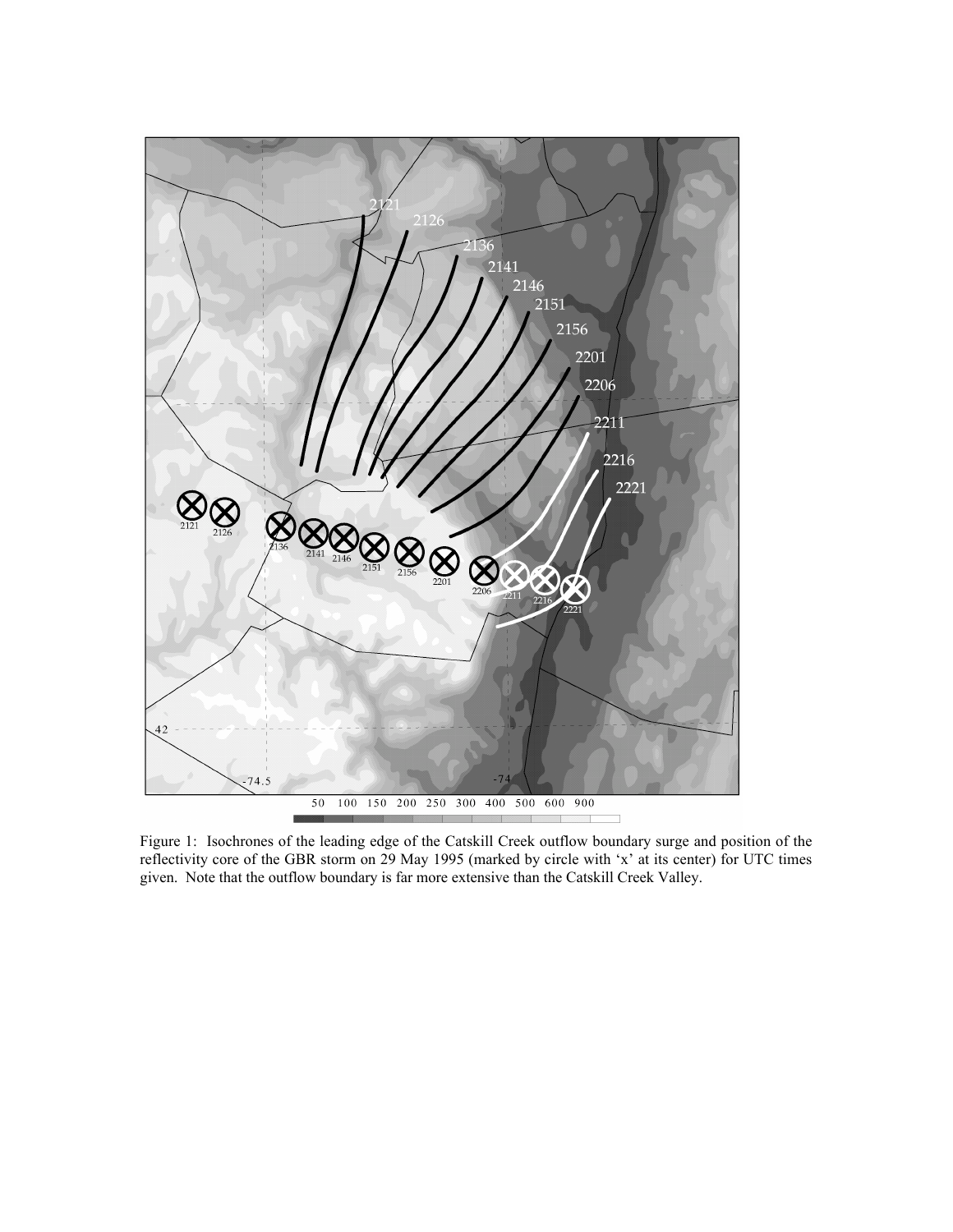Figure 1: Isochrones of the leading edge of the Catskill Creek outflow boundary surge and position of the reflectivity core of the GBR storm on 29 May 1995 (marked by circle with 'x' at its center) for UTC times given. Note that the outflow boundary is far more extensive than the Catskill Creek Valley.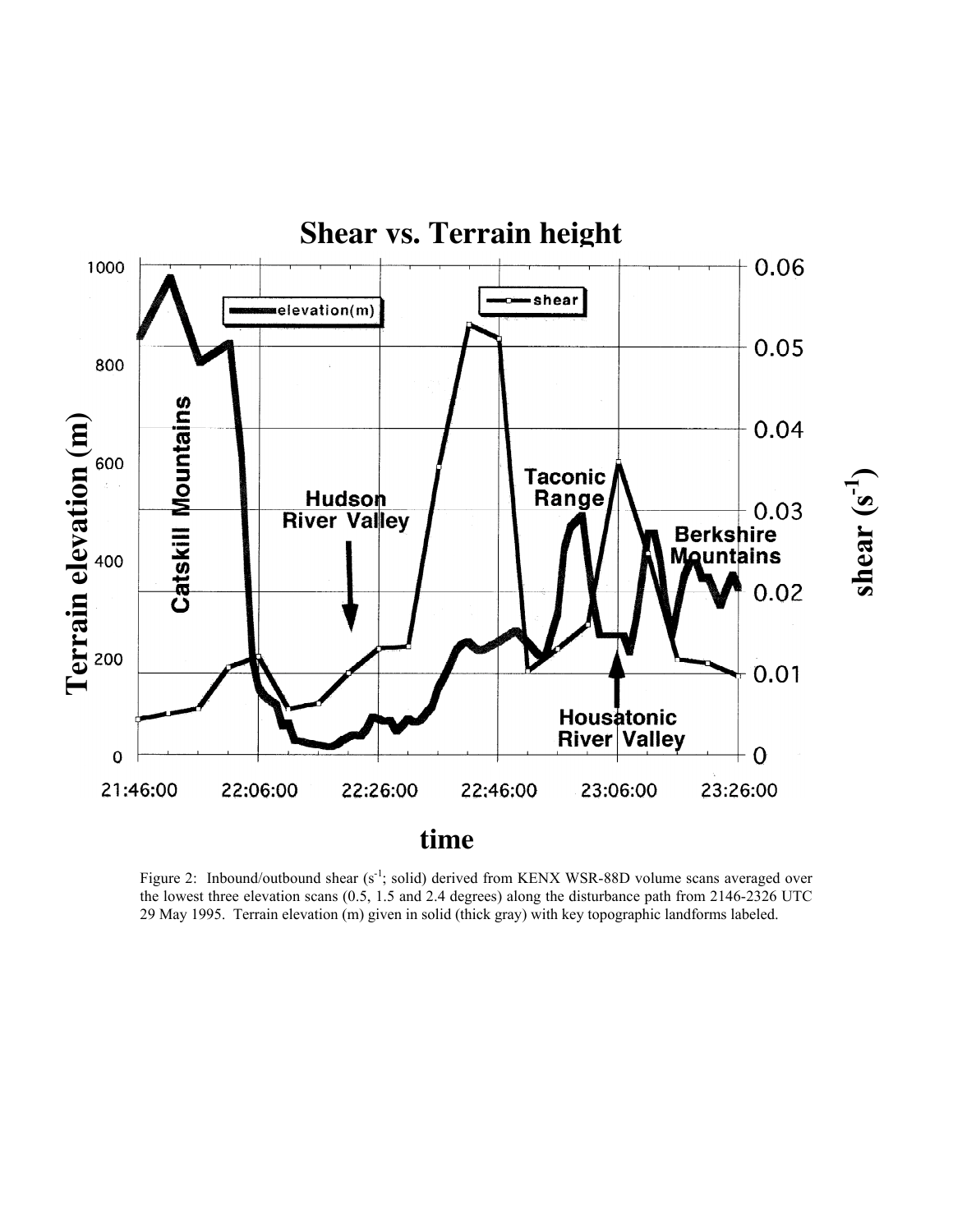Shear vs. Terrain height

Terrain elevation (m)

1000
800
600
400
200
0

elevation(m)

shear

Catskill Mountains

Hudson River Valley

Taconic Range

Berkshire Mountains

Housatonic River Valley

0.06
0.05
0.04
0.03
0.02
0.01
0

shear ($s^{-1}$)

21:46:00
22:06:00
22:26:00
22:46:00
23:06:00
23:26:00

time

Figure 2: Inbound/outbound shear ($s^{-1}$; solid) derived from KENX WSR-88D volume scans averaged over the lowest three elevation scans (0.5, 1.5 and 2.4 degrees) along the disturbance path from 2146-2326 UTC 29 May 1995. Terrain elevation (m) given in solid (thick gray) with key topographic landforms labeled.